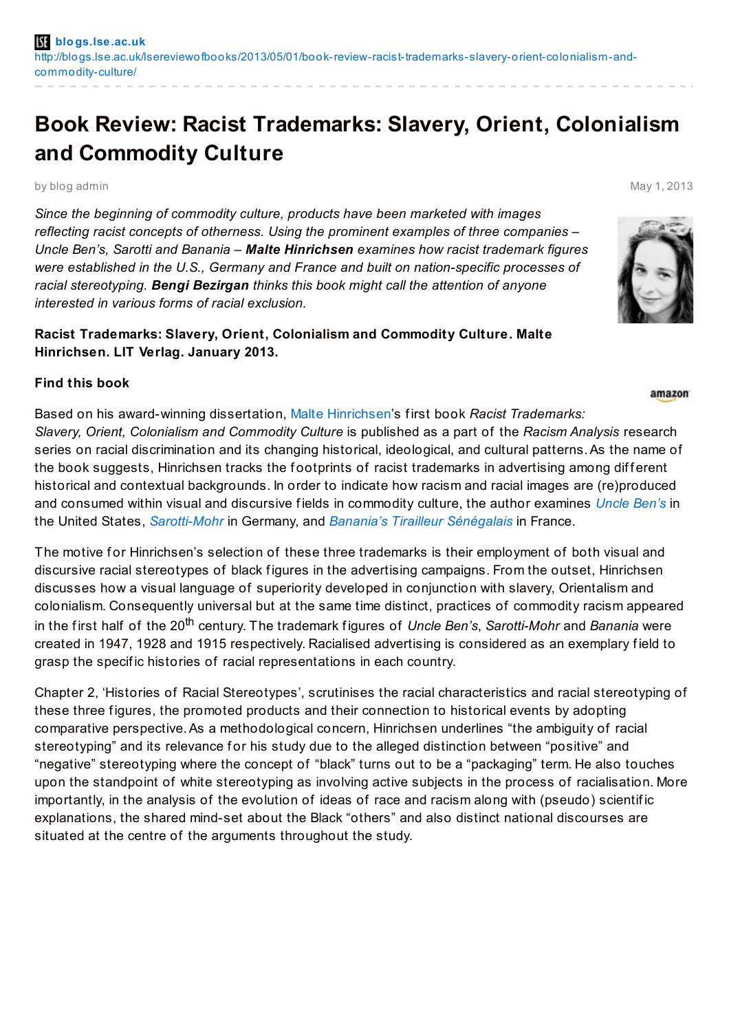blogs.lse.ac.uk
http://blogs.lse.ac.uk/lsereviewofbooks/2013/05/01/book-review-racist-trademarks-slavery-orient-colonialism-and-commodity-culture/

# Book Review: Racist Trademarks: Slavery, Orient, Colonialism and Commodity Culture

by blog admin

May 1, 2013

*Since the beginning of commodity culture, products have been marketed with images reflecting racist concepts of otherness. Using the prominent examples of three companies – Uncle Ben's, Sarotti and Banania –* ***Malte Hinrichsen*** *examines how racist trademark figures were established in the U.S., Germany and France and built on nation-specific processes of racial stereotyping.* ***Bengi Bezirgan*** *thinks this book might call the attention of anyone interested in various forms of racial exclusion.*

**Racist Trademarks: Slavery, Orient, Colonialism and Commodity Culture. Malte Hinrichsen. LIT Verlag. January 2013.**

**Find this book**

amazon

Based on his award-winning dissertation, Malte Hinrichsen's first book *Racist Trademarks: Slavery, Orient, Colonialism and Commodity Culture* is published as a part of the *Racism Analysis* research series on racial discrimination and its changing historical, ideological, and cultural patterns. As the name of the book suggests, Hinrichsen tracks the footprints of racist trademarks in advertising among different historical and contextual backgrounds. In order to indicate how racism and racial images are (re)produced and consumed within visual and discursive fields in commodity culture, the author examines *Uncle Ben's* in the United States, *Sarotti-Mohr* in Germany, and *Banania's Tirailleur Sénégalais* in France.

The motive for Hinrichsen's selection of these three trademarks is their employment of both visual and discursive racial stereotypes of black figures in the advertising campaigns. From the outset, Hinrichsen discusses how a visual language of superiority developed in conjunction with slavery, Orientalism and colonialism. Consequently universal but at the same time distinct, practices of commodity racism appeared in the first half of the 20th century. The trademark figures of *Uncle Ben's*, *Sarotti-Mohr* and *Banania* were created in 1947, 1928 and 1915 respectively. Racialised advertising is considered as an exemplary field to grasp the specific histories of racial representations in each country.

Chapter 2, 'Histories of Racial Stereotypes', scrutinises the racial characteristics and racial stereotyping of these three figures, the promoted products and their connection to historical events by adopting comparative perspective. As a methodological concern, Hinrichsen underlines "the ambiguity of racial stereotyping" and its relevance for his study due to the alleged distinction between "positive" and "negative" stereotyping where the concept of "black" turns out to be a "packaging" term. He also touches upon the standpoint of white stereotyping as involving active subjects in the process of racialisation. More importantly, in the analysis of the evolution of ideas of race and racism along with (pseudo) scientific explanations, the shared mind-set about the Black "others" and also distinct national discourses are situated at the centre of the arguments throughout the study.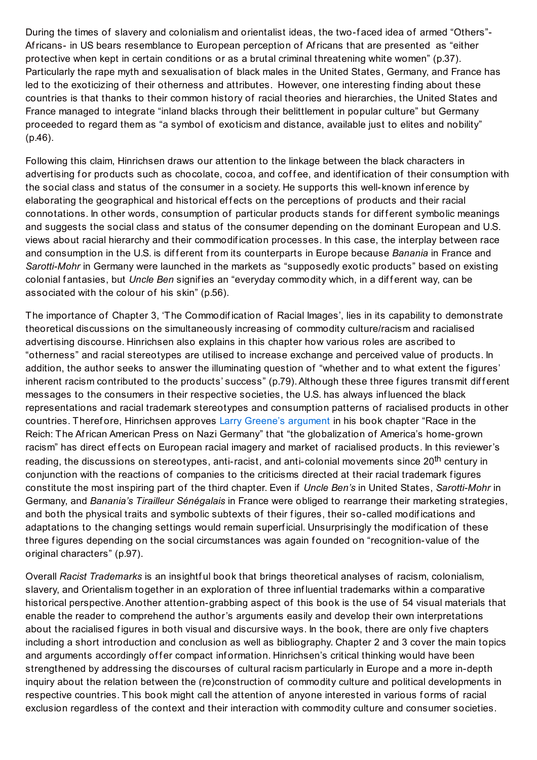During the times of slavery and colonialism and orientalist ideas, the two-faced idea of armed "Others"- Africans- in US bears resemblance to European perception of Africans that are presented as "either protective when kept in certain conditions or as a brutal criminal threatening white women" (p.37). Particularly the rape myth and sexualisation of black males in the United States, Germany, and France has led to the exoticizing of their otherness and attributes. However, one interesting finding about these countries is that thanks to their common history of racial theories and hierarchies, the United States and France managed to integrate "inland blacks through their belittlement in popular culture" but Germany proceeded to regard them as "a symbol of exoticism and distance, available just to elites and nobility" (p.46).

Following this claim, Hinrichsen draws our attention to the linkage between the black characters in advertising for products such as chocolate, cocoa, and coffee, and identification of their consumption with the social class and status of the consumer in a society. He supports this well-known inference by elaborating the geographical and historical effects on the perceptions of products and their racial connotations. In other words, consumption of particular products stands for different symbolic meanings and suggests the social class and status of the consumer depending on the dominant European and U.S. views about racial hierarchy and their commodification processes. In this case, the interplay between race and consumption in the U.S. is different from its counterparts in Europe because *Banania* in France and *Sarotti-Mohr* in Germany were launched in the markets as "supposedly exotic products" based on existing colonial fantasies, but *Uncle Ben* signifies an "everyday commodity which, in a different way, can be associated with the colour of his skin" (p.56).

The importance of Chapter 3, 'The Commodification of Racial Images', lies in its capability to demonstrate theoretical discussions on the simultaneously increasing of commodity culture/racism and racialised advertising discourse. Hinrichsen also explains in this chapter how various roles are ascribed to "otherness" and racial stereotypes are utilised to increase exchange and perceived value of products. In addition, the author seeks to answer the illuminating question of "whether and to what extent the figures' inherent racism contributed to the products' success" (p.79). Although these three figures transmit different messages to the consumers in their respective societies, the U.S. has always influenced the black representations and racial trademark stereotypes and consumption patterns of racialised products in other countries. Therefore, Hinrichsen approves Larry Greene's argument in his book chapter "Race in the Reich: The African American Press on Nazi Germany" that "the globalization of America's home-grown racism" has direct effects on European racial imagery and market of racialised products. In this reviewer's reading, the discussions on stereotypes, anti-racist, and anti-colonial movements since 20th century in conjunction with the reactions of companies to the criticisms directed at their racial trademark figures constitute the most inspiring part of the third chapter. Even if *Uncle Ben's* in United States, *Sarotti-Mohr* in Germany, and *Banania's Tirailleur Sénégalais* in France were obliged to rearrange their marketing strategies, and both the physical traits and symbolic subtexts of their figures, their so-called modifications and adaptations to the changing settings would remain superficial. Unsurprisingly the modification of these three figures depending on the social circumstances was again founded on "recognition-value of the original characters" (p.97).

Overall *Racist Trademarks* is an insightful book that brings theoretical analyses of racism, colonialism, slavery, and Orientalism together in an exploration of three influential trademarks within a comparative historical perspective. Another attention-grabbing aspect of this book is the use of 54 visual materials that enable the reader to comprehend the author's arguments easily and develop their own interpretations about the racialised figures in both visual and discursive ways. In the book, there are only five chapters including a short introduction and conclusion as well as bibliography. Chapter 2 and 3 cover the main topics and arguments accordingly offer compact information. Hinrichsen's critical thinking would have been strengthened by addressing the discourses of cultural racism particularly in Europe and a more in-depth inquiry about the relation between the (re)construction of commodity culture and political developments in respective countries. This book might call the attention of anyone interested in various forms of racial exclusion regardless of the context and their interaction with commodity culture and consumer societies.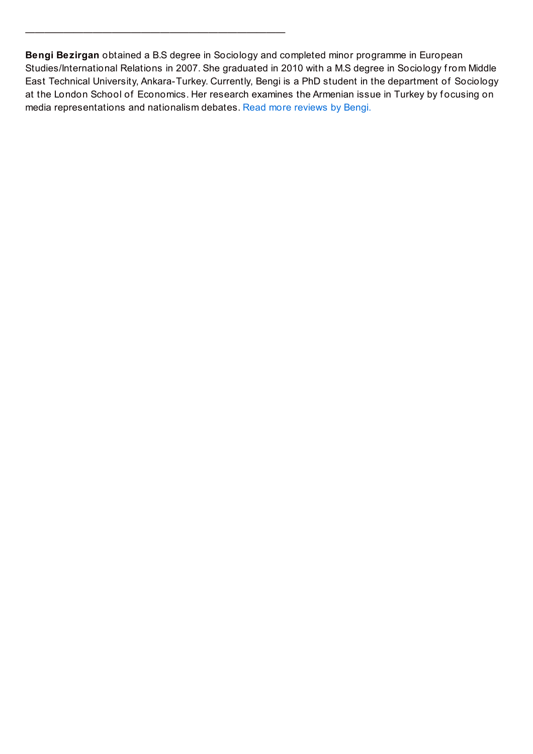———————————————————————————————————

**Bengi Bezirgan** obtained a B.S degree in Sociology and completed minor programme in European Studies/International Relations in 2007. She graduated in 2010 with a M.S degree in Sociology from Middle East Technical University, Ankara-Turkey. Currently, Bengi is a PhD student in the department of Sociology at the London School of Economics. Her research examines the Armenian issue in Turkey by focusing on media representations and nationalism debates. Read more reviews by Bengi.